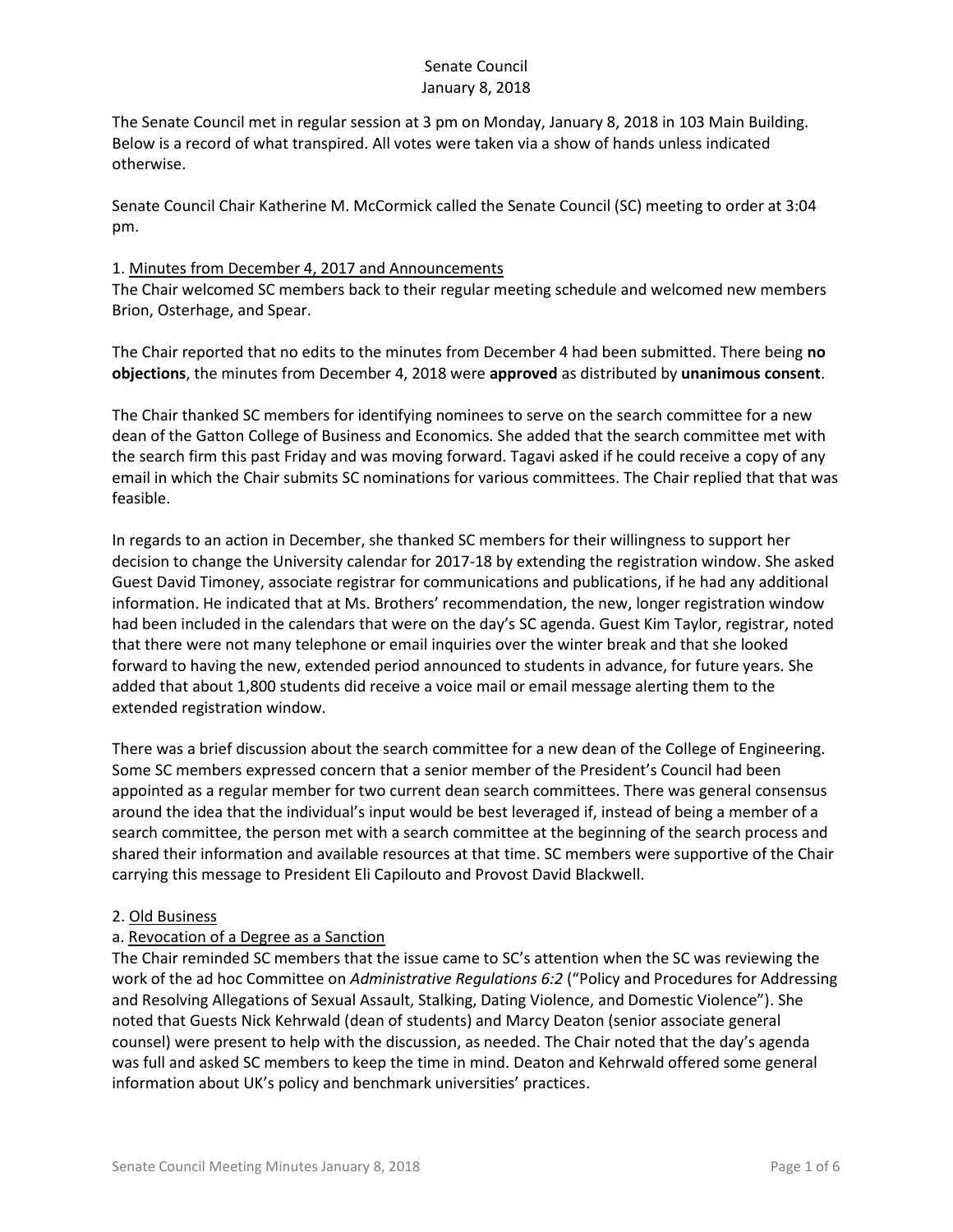Senate Council
January 8, 2018

The Senate Council met in regular session at 3 pm on Monday, January 8, 2018 in 103 Main Building. Below is a record of what transpired. All votes were taken via a show of hands unless indicated otherwise.

Senate Council Chair Katherine M. McCormick called the Senate Council (SC) meeting to order at 3:04 pm.

1. Minutes from December 4, 2017 and Announcements

The Chair welcomed SC members back to their regular meeting schedule and welcomed new members Brion, Osterhage, and Spear.

The Chair reported that no edits to the minutes from December 4 had been submitted. There being **no objections**, the minutes from December 4, 2018 were **approved** as distributed by **unanimous consent**.

The Chair thanked SC members for identifying nominees to serve on the search committee for a new dean of the Gatton College of Business and Economics. She added that the search committee met with the search firm this past Friday and was moving forward. Tagavi asked if he could receive a copy of any email in which the Chair submits SC nominations for various committees. The Chair replied that that was feasible.

In regards to an action in December, she thanked SC members for their willingness to support her decision to change the University calendar for 2017-18 by extending the registration window. She asked Guest David Timoney, associate registrar for communications and publications, if he had any additional information. He indicated that at Ms. Brothers' recommendation, the new, longer registration window had been included in the calendars that were on the day's SC agenda. Guest Kim Taylor, registrar, noted that there were not many telephone or email inquiries over the winter break and that she looked forward to having the new, extended period announced to students in advance, for future years. She added that about 1,800 students did receive a voice mail or email message alerting them to the extended registration window.

There was a brief discussion about the search committee for a new dean of the College of Engineering. Some SC members expressed concern that a senior member of the President's Council had been appointed as a regular member for two current dean search committees. There was general consensus around the idea that the individual's input would be best leveraged if, instead of being a member of a search committee, the person met with a search committee at the beginning of the search process and shared their information and available resources at that time. SC members were supportive of the Chair carrying this message to President Eli Capilouto and Provost David Blackwell.

2. Old Business

a. Revocation of a Degree as a Sanction

The Chair reminded SC members that the issue came to SC's attention when the SC was reviewing the work of the ad hoc Committee on *Administrative Regulations 6:2* ("Policy and Procedures for Addressing and Resolving Allegations of Sexual Assault, Stalking, Dating Violence, and Domestic Violence"). She noted that Guests Nick Kehrwald (dean of students) and Marcy Deaton (senior associate general counsel) were present to help with the discussion, as needed. The Chair noted that the day's agenda was full and asked SC members to keep the time in mind. Deaton and Kehrwald offered some general information about UK's policy and benchmark universities' practices.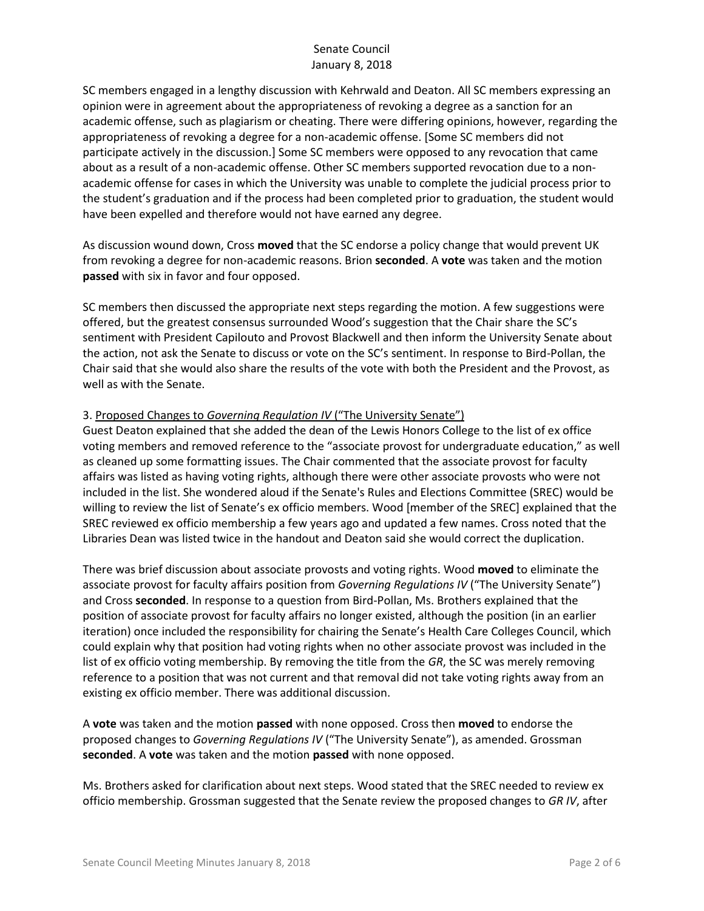SC members engaged in a lengthy discussion with Kehrwald and Deaton. All SC members expressing an opinion were in agreement about the appropriateness of revoking a degree as a sanction for an academic offense, such as plagiarism or cheating. There were differing opinions, however, regarding the appropriateness of revoking a degree for a non-academic offense. [Some SC members did not participate actively in the discussion.] Some SC members were opposed to any revocation that came about as a result of a non-academic offense. Other SC members supported revocation due to a non-academic offense for cases in which the University was unable to complete the judicial process prior to the student's graduation and if the process had been completed prior to graduation, the student would have been expelled and therefore would not have earned any degree.

As discussion wound down, Cross **moved** that the SC endorse a policy change that would prevent UK from revoking a degree for non-academic reasons. Brion **seconded**. A **vote** was taken and the motion **passed** with six in favor and four opposed.

SC members then discussed the appropriate next steps regarding the motion. A few suggestions were offered, but the greatest consensus surrounded Wood's suggestion that the Chair share the SC's sentiment with President Capilouto and Provost Blackwell and then inform the University Senate about the action, not ask the Senate to discuss or vote on the SC's sentiment. In response to Bird-Pollan, the Chair said that she would also share the results of the vote with both the President and the Provost, as well as with the Senate.

3. <u>Proposed Changes to *Governing Regulation IV* ("The University Senate")</u>

Guest Deaton explained that she added the dean of the Lewis Honors College to the list of ex office voting members and removed reference to the "associate provost for undergraduate education," as well as cleaned up some formatting issues. The Chair commented that the associate provost for faculty affairs was listed as having voting rights, although there were other associate provosts who were not included in the list. She wondered aloud if the Senate's Rules and Elections Committee (SREC) would be willing to review the list of Senate's ex officio members. Wood [member of the SREC] explained that the SREC reviewed ex officio membership a few years ago and updated a few names. Cross noted that the Libraries Dean was listed twice in the handout and Deaton said she would correct the duplication.

There was brief discussion about associate provosts and voting rights. Wood **moved** to eliminate the associate provost for faculty affairs position from *Governing Regulations IV* ("The University Senate") and Cross **seconded**. In response to a question from Bird-Pollan, Ms. Brothers explained that the position of associate provost for faculty affairs no longer existed, although the position (in an earlier iteration) once included the responsibility for chairing the Senate's Health Care Colleges Council, which could explain why that position had voting rights when no other associate provost was included in the list of ex officio voting membership. By removing the title from the *GR*, the SC was merely removing reference to a position that was not current and that removal did not take voting rights away from an existing ex officio member. There was additional discussion.

A **vote** was taken and the motion **passed** with none opposed. Cross then **moved** to endorse the proposed changes to *Governing Regulations IV* ("The University Senate"), as amended. Grossman **seconded**. A **vote** was taken and the motion **passed** with none opposed.

Ms. Brothers asked for clarification about next steps. Wood stated that the SREC needed to review ex officio membership. Grossman suggested that the Senate review the proposed changes to *GR IV*, after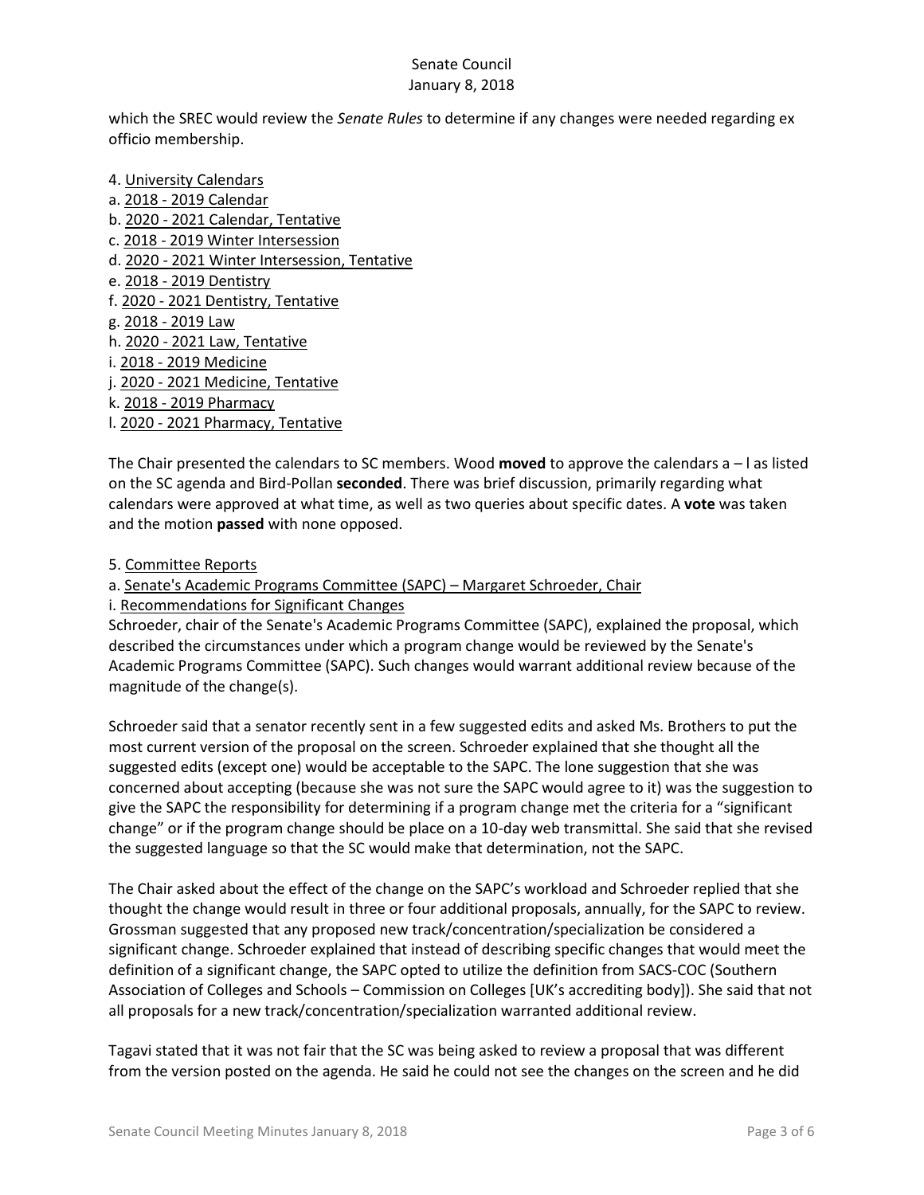which the SREC would review the *Senate Rules* to determine if any changes were needed regarding ex officio membership.

4. University Calendars
a. 2018 - 2019 Calendar
b. 2020 - 2021 Calendar, Tentative
c. 2018 - 2019 Winter Intersession
d. 2020 - 2021 Winter Intersession, Tentative
e. 2018 - 2019 Dentistry
f. 2020 - 2021 Dentistry, Tentative
g. 2018 - 2019 Law
h. 2020 - 2021 Law, Tentative
i. 2018 - 2019 Medicine
j. 2020 - 2021 Medicine, Tentative
k. 2018 - 2019 Pharmacy
l. 2020 - 2021 Pharmacy, Tentative

The Chair presented the calendars to SC members. Wood **moved** to approve the calendars a – l as listed on the SC agenda and Bird-Pollan **seconded**. There was brief discussion, primarily regarding what calendars were approved at what time, as well as two queries about specific dates. A **vote** was taken and the motion **passed** with none opposed.

5. Committee Reports
a. Senate's Academic Programs Committee (SAPC) – Margaret Schroeder, Chair
i. Recommendations for Significant Changes
Schroeder, chair of the Senate's Academic Programs Committee (SAPC), explained the proposal, which described the circumstances under which a program change would be reviewed by the Senate's Academic Programs Committee (SAPC). Such changes would warrant additional review because of the magnitude of the change(s).

Schroeder said that a senator recently sent in a few suggested edits and asked Ms. Brothers to put the most current version of the proposal on the screen. Schroeder explained that she thought all the suggested edits (except one) would be acceptable to the SAPC. The lone suggestion that she was concerned about accepting (because she was not sure the SAPC would agree to it) was the suggestion to give the SAPC the responsibility for determining if a program change met the criteria for a "significant change" or if the program change should be place on a 10-day web transmittal. She said that she revised the suggested language so that the SC would make that determination, not the SAPC.

The Chair asked about the effect of the change on the SAPC's workload and Schroeder replied that she thought the change would result in three or four additional proposals, annually, for the SAPC to review. Grossman suggested that any proposed new track/concentration/specialization be considered a significant change. Schroeder explained that instead of describing specific changes that would meet the definition of a significant change, the SAPC opted to utilize the definition from SACS-COC (Southern Association of Colleges and Schools – Commission on Colleges [UK's accrediting body]). She said that not all proposals for a new track/concentration/specialization warranted additional review.

Tagavi stated that it was not fair that the SC was being asked to review a proposal that was different from the version posted on the agenda. He said he could not see the changes on the screen and he did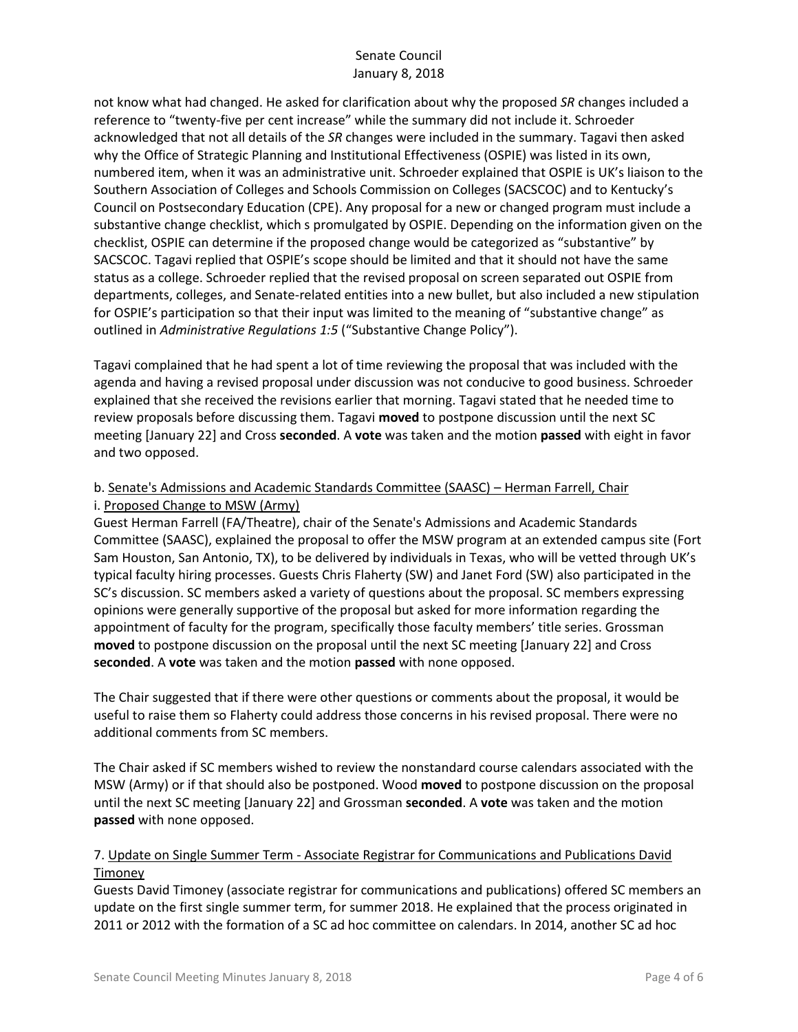not know what had changed. He asked for clarification about why the proposed *SR* changes included a reference to "twenty-five per cent increase" while the summary did not include it. Schroeder acknowledged that not all details of the *SR* changes were included in the summary. Tagavi then asked why the Office of Strategic Planning and Institutional Effectiveness (OSPIE) was listed in its own, numbered item, when it was an administrative unit. Schroeder explained that OSPIE is UK's liaison to the Southern Association of Colleges and Schools Commission on Colleges (SACSCOC) and to Kentucky's Council on Postsecondary Education (CPE). Any proposal for a new or changed program must include a substantive change checklist, which s promulgated by OSPIE. Depending on the information given on the checklist, OSPIE can determine if the proposed change would be categorized as "substantive" by SACSCOC. Tagavi replied that OSPIE's scope should be limited and that it should not have the same status as a college. Schroeder replied that the revised proposal on screen separated out OSPIE from departments, colleges, and Senate-related entities into a new bullet, but also included a new stipulation for OSPIE's participation so that their input was limited to the meaning of "substantive change" as outlined in *Administrative Regulations 1:5* ("Substantive Change Policy").

Tagavi complained that he had spent a lot of time reviewing the proposal that was included with the agenda and having a revised proposal under discussion was not conducive to good business. Schroeder explained that she received the revisions earlier that morning. Tagavi stated that he needed time to review proposals before discussing them. Tagavi **moved** to postpone discussion until the next SC meeting [January 22] and Cross **seconded**. A **vote** was taken and the motion **passed** with eight in favor and two opposed.

b. Senate's Admissions and Academic Standards Committee (SAASC) – Herman Farrell, Chair

i. Proposed Change to MSW (Army)

Guest Herman Farrell (FA/Theatre), chair of the Senate's Admissions and Academic Standards Committee (SAASC), explained the proposal to offer the MSW program at an extended campus site (Fort Sam Houston, San Antonio, TX), to be delivered by individuals in Texas, who will be vetted through UK's typical faculty hiring processes. Guests Chris Flaherty (SW) and Janet Ford (SW) also participated in the SC's discussion. SC members asked a variety of questions about the proposal. SC members expressing opinions were generally supportive of the proposal but asked for more information regarding the appointment of faculty for the program, specifically those faculty members' title series. Grossman **moved** to postpone discussion on the proposal until the next SC meeting [January 22] and Cross **seconded**. A **vote** was taken and the motion **passed** with none opposed.

The Chair suggested that if there were other questions or comments about the proposal, it would be useful to raise them so Flaherty could address those concerns in his revised proposal. There were no additional comments from SC members.

The Chair asked if SC members wished to review the nonstandard course calendars associated with the MSW (Army) or if that should also be postponed. Wood **moved** to postpone discussion on the proposal until the next SC meeting [January 22] and Grossman **seconded**. A **vote** was taken and the motion **passed** with none opposed.

7. Update on Single Summer Term - Associate Registrar for Communications and Publications David Timoney

Guests David Timoney (associate registrar for communications and publications) offered SC members an update on the first single summer term, for summer 2018. He explained that the process originated in 2011 or 2012 with the formation of a SC ad hoc committee on calendars. In 2014, another SC ad hoc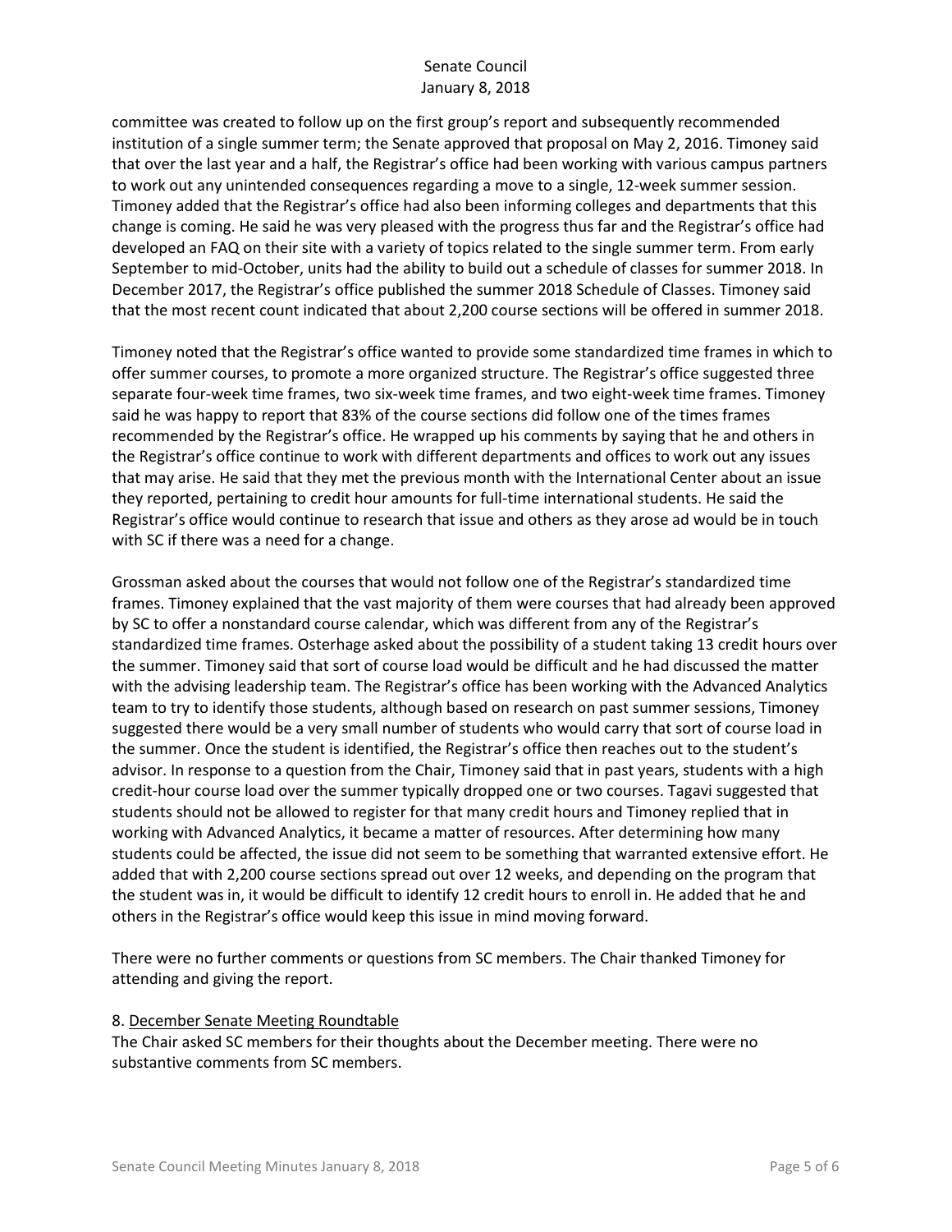committee was created to follow up on the first group's report and subsequently recommended institution of a single summer term; the Senate approved that proposal on May 2, 2016. Timoney said that over the last year and a half, the Registrar's office had been working with various campus partners to work out any unintended consequences regarding a move to a single, 12-week summer session. Timoney added that the Registrar's office had also been informing colleges and departments that this change is coming. He said he was very pleased with the progress thus far and the Registrar's office had developed an FAQ on their site with a variety of topics related to the single summer term. From early September to mid-October, units had the ability to build out a schedule of classes for summer 2018. In December 2017, the Registrar's office published the summer 2018 Schedule of Classes. Timoney said that the most recent count indicated that about 2,200 course sections will be offered in summer 2018.

Timoney noted that the Registrar's office wanted to provide some standardized time frames in which to offer summer courses, to promote a more organized structure. The Registrar's office suggested three separate four-week time frames, two six-week time frames, and two eight-week time frames. Timoney said he was happy to report that 83% of the course sections did follow one of the times frames recommended by the Registrar's office. He wrapped up his comments by saying that he and others in the Registrar's office continue to work with different departments and offices to work out any issues that may arise. He said that they met the previous month with the International Center about an issue they reported, pertaining to credit hour amounts for full-time international students. He said the Registrar's office would continue to research that issue and others as they arose ad would be in touch with SC if there was a need for a change.

Grossman asked about the courses that would not follow one of the Registrar's standardized time frames. Timoney explained that the vast majority of them were courses that had already been approved by SC to offer a nonstandard course calendar, which was different from any of the Registrar's standardized time frames. Osterhage asked about the possibility of a student taking 13 credit hours over the summer. Timoney said that sort of course load would be difficult and he had discussed the matter with the advising leadership team. The Registrar's office has been working with the Advanced Analytics team to try to identify those students, although based on research on past summer sessions, Timoney suggested there would be a very small number of students who would carry that sort of course load in the summer. Once the student is identified, the Registrar's office then reaches out to the student's advisor. In response to a question from the Chair, Timoney said that in past years, students with a high credit-hour course load over the summer typically dropped one or two courses. Tagavi suggested that students should not be allowed to register for that many credit hours and Timoney replied that in working with Advanced Analytics, it became a matter of resources. After determining how many students could be affected, the issue did not seem to be something that warranted extensive effort. He added that with 2,200 course sections spread out over 12 weeks, and depending on the program that the student was in, it would be difficult to identify 12 credit hours to enroll in. He added that he and others in the Registrar's office would keep this issue in mind moving forward.

There were no further comments or questions from SC members. The Chair thanked Timoney for attending and giving the report.

8. <u>December Senate Meeting Roundtable</u>
The Chair asked SC members for their thoughts about the December meeting. There were no substantive comments from SC members.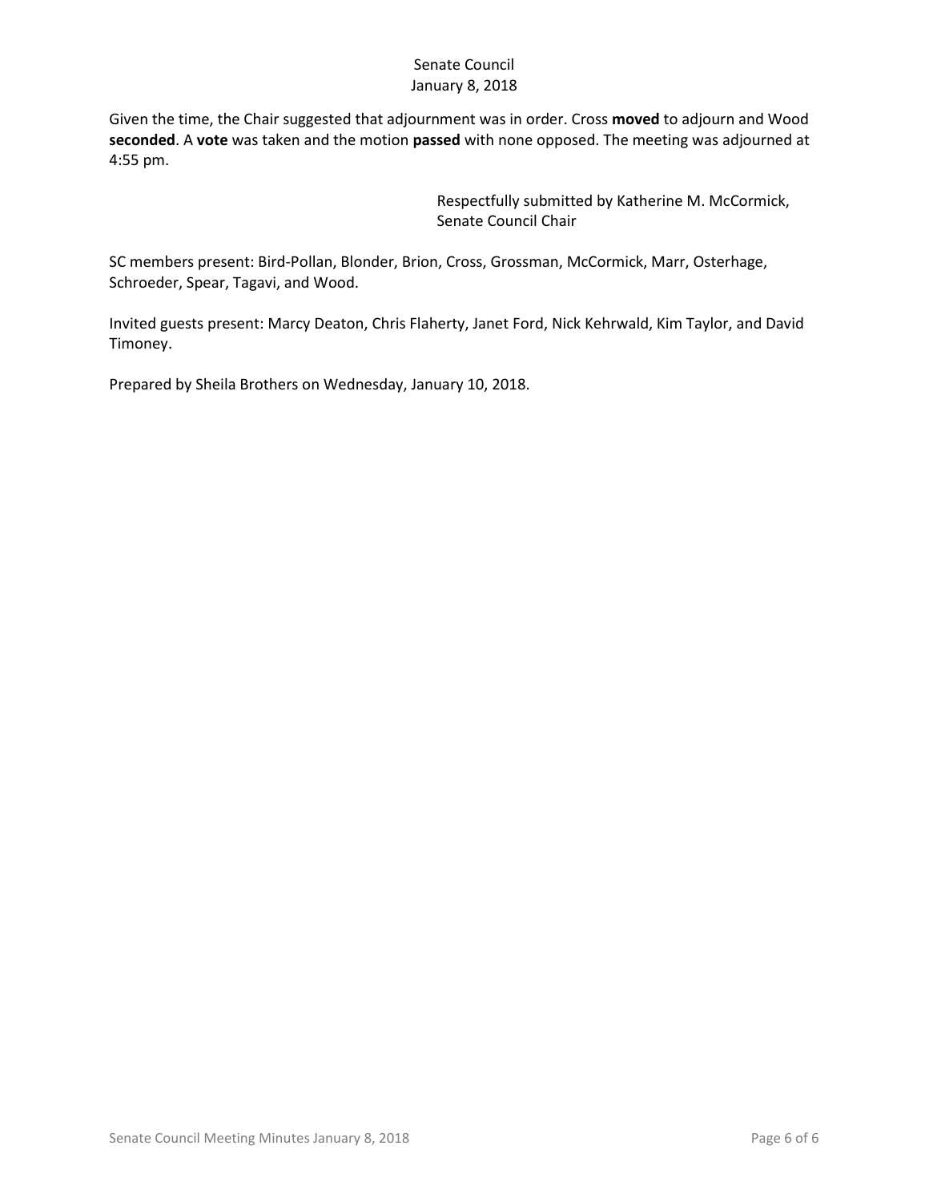Given the time, the Chair suggested that adjournment was in order. Cross **moved** to adjourn and Wood **seconded**. A **vote** was taken and the motion **passed** with none opposed. The meeting was adjourned at 4:55 pm.

Respectfully submitted by Katherine M. McCormick,
Senate Council Chair

SC members present: Bird-Pollan, Blonder, Brion, Cross, Grossman, McCormick, Marr, Osterhage, Schroeder, Spear, Tagavi, and Wood.

Invited guests present: Marcy Deaton, Chris Flaherty, Janet Ford, Nick Kehrwald, Kim Taylor, and David Timoney.

Prepared by Sheila Brothers on Wednesday, January 10, 2018.